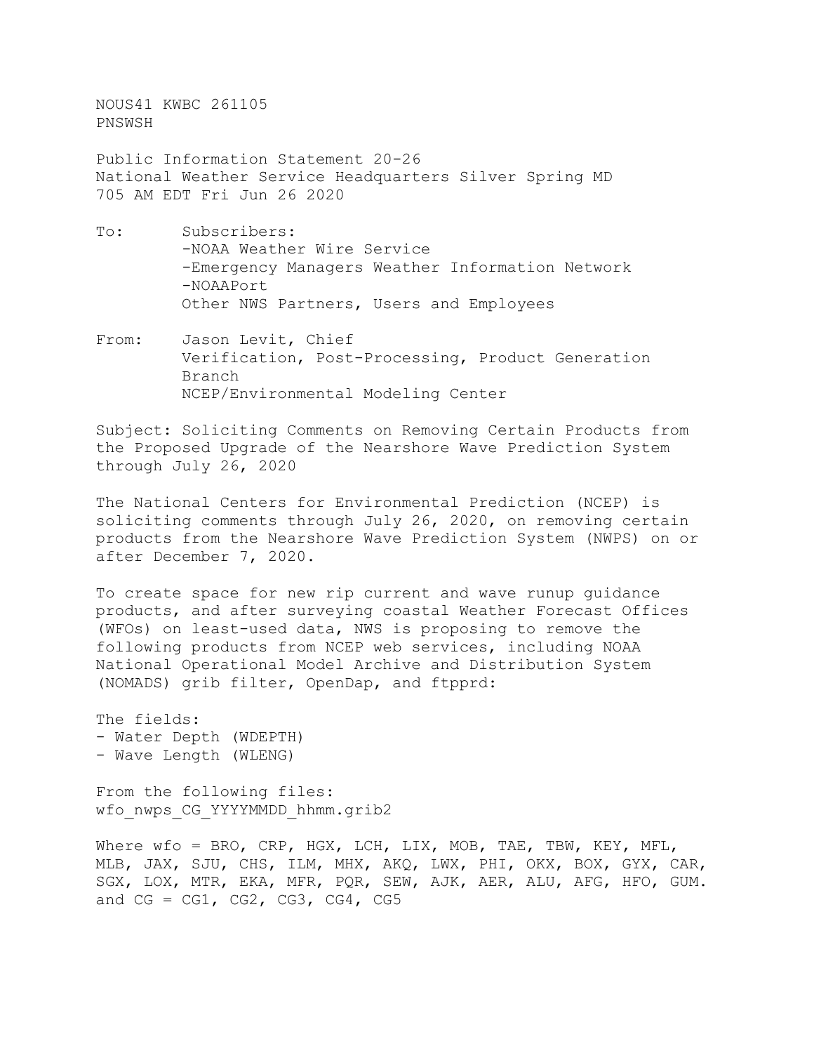NOUS41 KWBC 261105
PNSWSH

Public Information Statement 20-26
National Weather Service Headquarters Silver Spring MD
705 AM EDT Fri Jun 26 2020

To: Subscribers:
-NOAA Weather Wire Service
-Emergency Managers Weather Information Network
-NOAAPort
Other NWS Partners, Users and Employees

From: Jason Levit, Chief
Verification, Post-Processing, Product Generation Branch
NCEP/Environmental Modeling Center

Subject: Soliciting Comments on Removing Certain Products from the Proposed Upgrade of the Nearshore Wave Prediction System through July 26, 2020

The National Centers for Environmental Prediction (NCEP) is soliciting comments through July 26, 2020, on removing certain products from the Nearshore Wave Prediction System (NWPS) on or after December 7, 2020.

To create space for new rip current and wave runup guidance products, and after surveying coastal Weather Forecast Offices (WFOs) on least-used data, NWS is proposing to remove the following products from NCEP web services, including NOAA National Operational Model Archive and Distribution System (NOMADS) grib filter, OpenDap, and ftpprd:

The fields:
- Water Depth (WDEPTH)
- Wave Length (WLENG)

From the following files:
wfo_nwps_CG_YYYYMMDD_hhmm.grib2

Where wfo = BRO, CRP, HGX, LCH, LIX, MOB, TAE, TBW, KEY, MFL, MLB, JAX, SJU, CHS, ILM, MHX, AKQ, LWX, PHI, OKX, BOX, GYX, CAR, SGX, LOX, MTR, EKA, MFR, PQR, SEW, AJK, AER, ALU, AFG, HFO, GUM.
and CG = CG1, CG2, CG3, CG4, CG5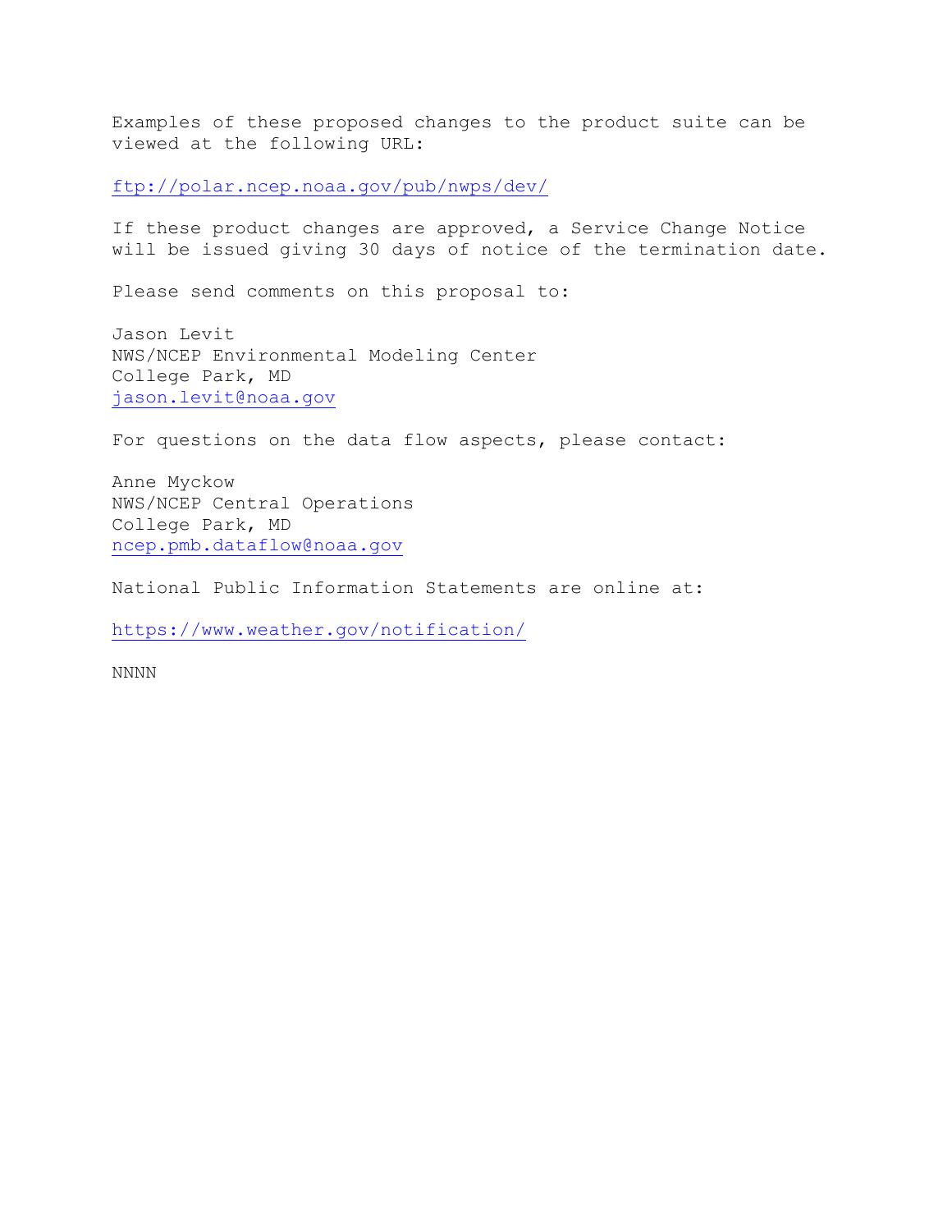Examples of these proposed changes to the product suite can be viewed at the following URL:

ftp://polar.ncep.noaa.gov/pub/nwps/dev/

If these product changes are approved, a Service Change Notice will be issued giving 30 days of notice of the termination date.

Please send comments on this proposal to:

Jason Levit
NWS/NCEP Environmental Modeling Center
College Park, MD
jason.levit@noaa.gov

For questions on the data flow aspects, please contact:

Anne Myckow
NWS/NCEP Central Operations
College Park, MD
ncep.pmb.dataflow@noaa.gov

National Public Information Statements are online at:

https://www.weather.gov/notification/

NNNN